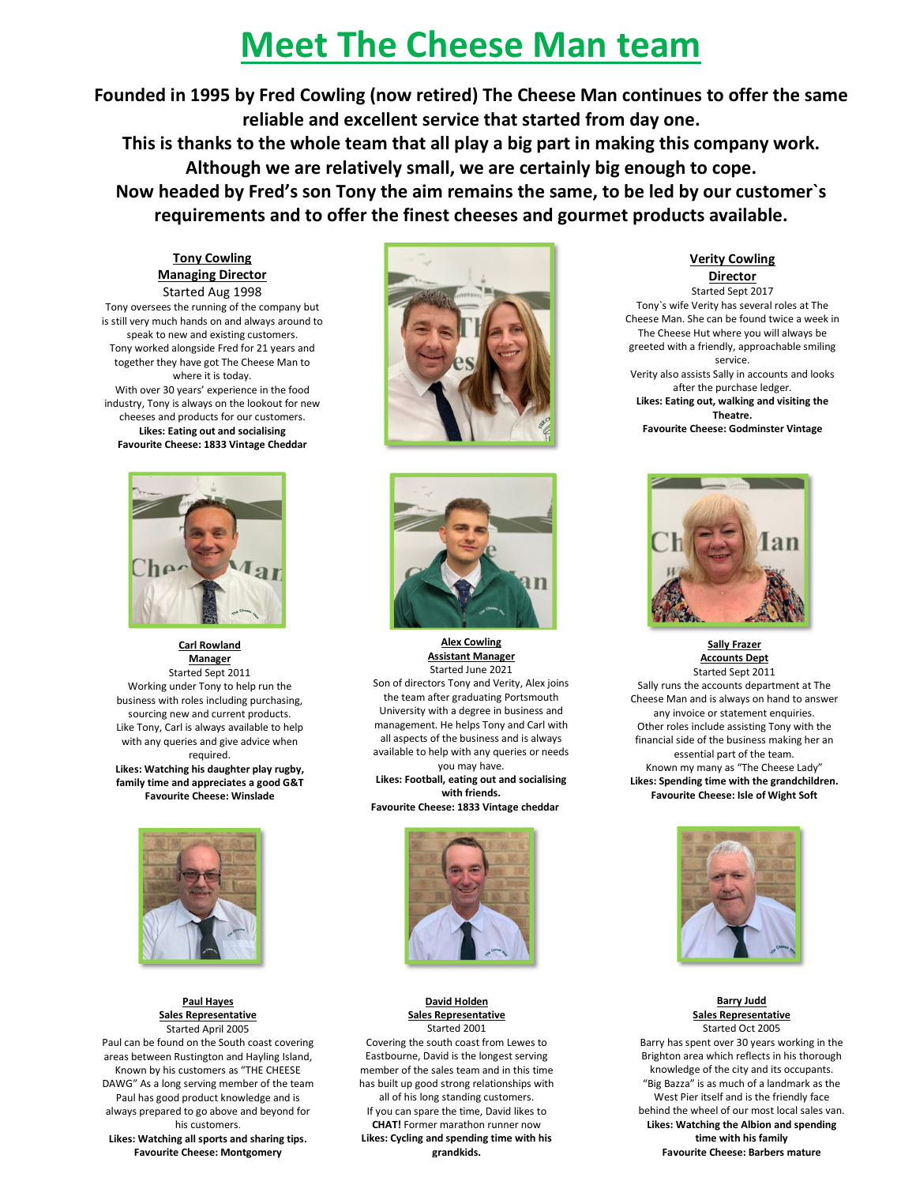# Meet The Cheese Man team

**Founded in 1995 by Fred Cowling (now retired) The Cheese Man continues to offer the same reliable and excellent service that started from day one.**
**This is thanks to the whole team that all play a big part in making this company work.**
**Although we are relatively small, we are certainly big enough to cope.**
**Now headed by Fred's son Tony the aim remains the same, to be led by our customer`s requirements and to offer the finest cheeses and gourmet products available.**

### Tony Cowling
### Managing Director

Started Aug 1998

Tony oversees the running of the company but is still very much hands on and always around to speak to new and existing customers.
Tony worked alongside Fred for 21 years and together they have got The Cheese Man to where it is today.
With over 30 years' experience in the food industry, Tony is always on the lookout for new cheeses and products for our customers.

**Likes: Eating out and socialising**
**Favourite Cheese: 1833 Vintage Cheddar**

### Verity Cowling
### Director

Started Sept 2017

Tony`s wife Verity has several roles at The Cheese Man. She can be found twice a week in The Cheese Hut where you will always be greeted with a friendly, approachable smiling service.
Verity also assists Sally in accounts and looks after the purchase ledger.

**Likes: Eating out, walking and visiting the Theatre.**
**Favourite Cheese: Godminster Vintage**

### Carl Rowland
### Manager

Started Sept 2011

Working under Tony to help run the business with roles including purchasing, sourcing new and current products.
Like Tony, Carl is always available to help with any queries and give advice when required.

**Likes: Watching his daughter play rugby, family time and appreciates a good G&T**
**Favourite Cheese: Winslade**

### Alex Cowling
### Assistant Manager

Started June 2021

Son of directors Tony and Verity, Alex joins the team after graduating Portsmouth University with a degree in business and management. He helps Tony and Carl with all aspects of the business and is always available to help with any queries or needs you may have.

**Likes: Football, eating out and socialising with friends.**
**Favourite Cheese: 1833 Vintage cheddar**

### Sally Frazer
### Accounts Dept

Started Sept 2011

Sally runs the accounts department at The Cheese Man and is always on hand to answer any invoice or statement enquiries.
Other roles include assisting Tony with the financial side of the business making her an essential part of the team.
Known my many as "The Cheese Lady"

**Likes: Spending time with the grandchildren.**
**Favourite Cheese: Isle of Wight Soft**

### Paul Hayes
### Sales Representative

Started April 2005

Paul can be found on the South coast covering areas between Rustington and Hayling Island, Known by his customers as "THE CHEESE DAWG" As a long serving member of the team Paul has good product knowledge and is always prepared to go above and beyond for his customers.

**Likes: Watching all sports and sharing tips.**
**Favourite Cheese: Montgomery**

### David Holden
### Sales Representative

Started 2001

Covering the south coast from Lewes to Eastbourne, David is the longest serving member of the sales team and in this time has built up good strong relationships with all of his long standing customers.
If you can spare the time, David likes to **CHAT!** Former marathon runner now

**Likes: Cycling and spending time with his grandkids.**

### Barry Judd
### Sales Representative

Started Oct 2005

Barry has spent over 30 years working in the Brighton area which reflects in his thorough knowledge of the city and its occupants.
"Big Bazza" is as much of a landmark as the West Pier itself and is the friendly face behind the wheel of our most local sales van.

**Likes: Watching the Albion and spending time with his family**
**Favourite Cheese: Barbers mature**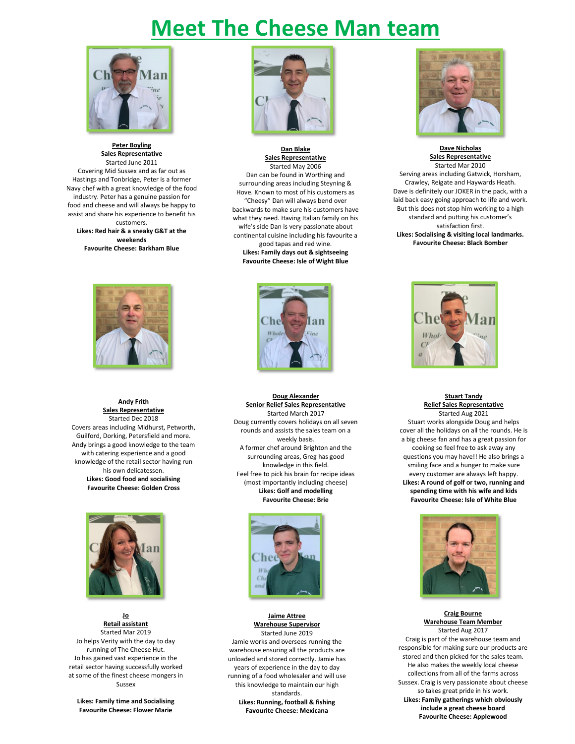# Meet The Cheese Man team

**Peter Boyling**
**Sales Representative**
Started June 2011
Covering Mid Sussex and as far out as Hastings and Tonbridge, Peter is a former Navy chef with a great knowledge of the food industry. Peter has a genuine passion for food and cheese and will always be happy to assist and share his experience to benefit his customers.
**Likes: Red hair & a sneaky G&T at the weekends**
**Favourite Cheese: Barkham Blue**

**Dan Blake**
**Sales Representative**
Started May 2006
Dan can be found in Worthing and surrounding areas including Steyning & Hove. Known to most of his customers as "Cheesy" Dan will always bend over backwards to make sure his customers have what they need. Having Italian family on his wife's side Dan is very passionate about continental cuisine including his favourite a good tapas and red wine.
**Likes: Family days out & sightseeing**
**Favourite Cheese: Isle of Wight Blue**

**Dave Nicholas**
**Sales Representative**
Started Mar 2010
Serving areas including Gatwick, Horsham, Crawley, Reigate and Haywards Heath. Dave is definitely our JOKER in the pack, with a laid back easy going approach to life and work. But this does not stop him working to a high standard and putting his customer's satisfaction first.
**Likes: Socialising & visiting local landmarks.**
**Favourite Cheese: Black Bomber**

**Andy Frith**
**Sales Representative**
Started Dec 2018
Covers areas including Midhurst, Petworth, Guilford, Dorking, Petersfield and more. Andy brings a good knowledge to the team with catering experience and a good knowledge of the retail sector having run his own delicatessen.
**Likes: Good food and socialising**
**Favourite Cheese: Golden Cross**

**Doug Alexander**
**Senior Relief Sales Representative**
Started March 2017
Doug currently covers holidays on all seven rounds and assists the sales team on a weekly basis.
A former chef around Brighton and the surrounding areas, Greg has good knowledge in this field.
Feel free to pick his brain for recipe ideas (most importantly including cheese)
**Likes: Golf and modelling**
**Favourite Cheese: Brie**

**Stuart Tandy**
**Relief Sales Representative**
Started Aug 2021
Stuart works alongside Doug and helps cover all the holidays on all the rounds. He is a big cheese fan and has a great passion for cooking so feel free to ask away any questions you may have!! He also brings a smiling face and a hunger to make sure every customer are always left happy.
**Likes: A round of golf or two, running and spending time with his wife and kids**
**Favourite Cheese: Isle of White Blue**

**Jo**
**Retail assistant**
Started Mar 2019
Jo helps Verity with the day to day running of The Cheese Hut.
Jo has gained vast experience in the retail sector having successfully worked at some of the finest cheese mongers in Sussex

**Likes: Family time and Socialising**
**Favourite Cheese: Flower Marie**

**Jaime Attree**
**Warehouse Supervisor**
Started June 2019
Jamie works and oversees running the warehouse ensuring all the products are unloaded and stored correctly. Jamie has years of experience in the day to day running of a food wholesaler and will use this knowledge to maintain our high standards.
**Likes: Running, football & fishing**
**Favourite Cheese: Mexicana**

**Craig Bourne**
**Warehouse Team Member**
Started Aug 2017
Craig is part of the warehouse team and responsible for making sure our products are stored and then picked for the sales team. He also makes the weekly local cheese collections from all of the farms across Sussex. Craig is very passionate about cheese so takes great pride in his work.
**Likes: Family gatherings which obviously include a great cheese board**
**Favourite Cheese: Applewood**